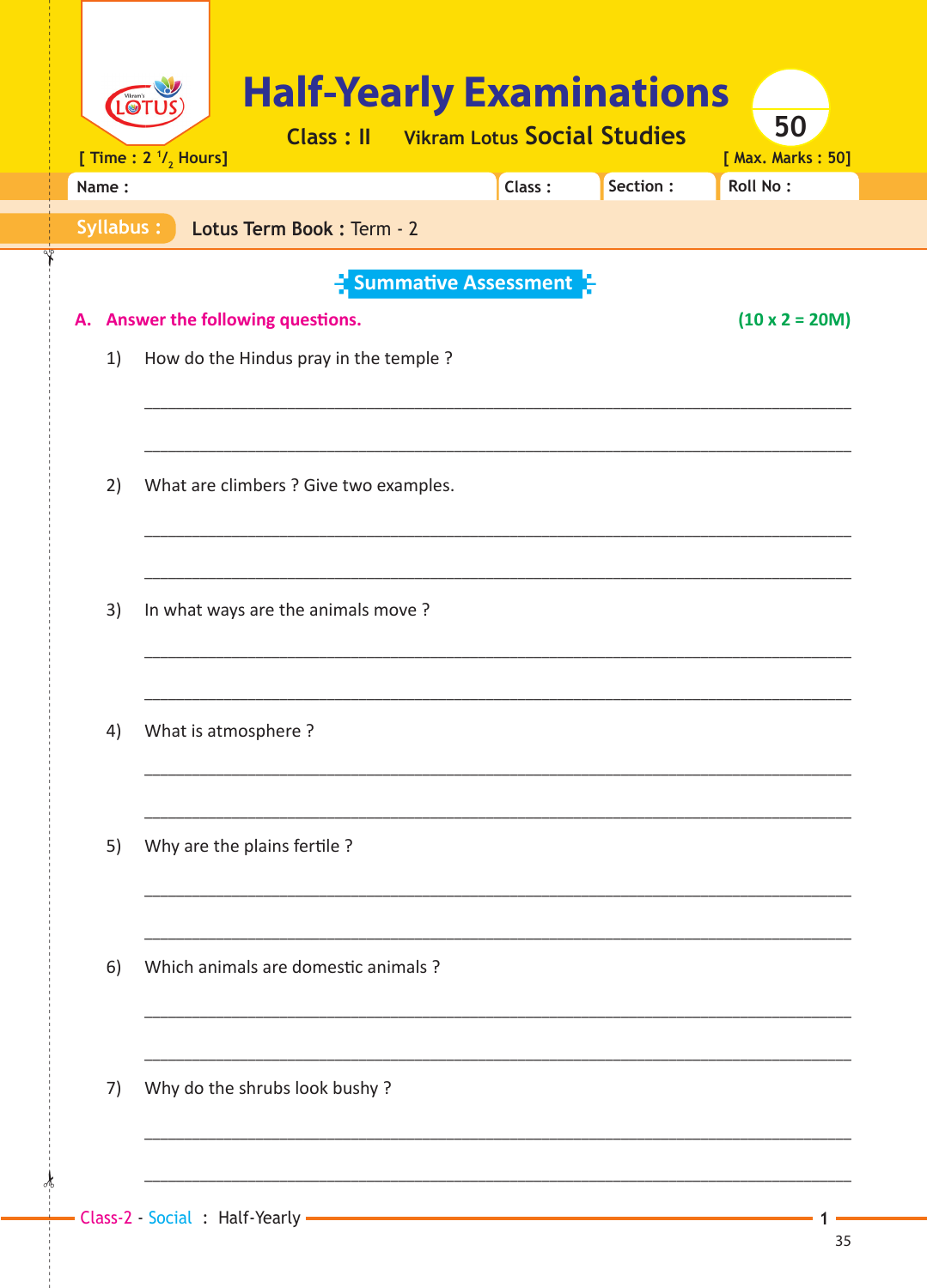# Half-Yearly Examinations

**Class : II** Vikram Lotus **Social Studies**

[ Time : 2 1/2 Hours] [ Max. Marks : 50]

| Name : | Class : | Section : | Roll No : |
|---|---|---|---|

**Syllabus :** Lotus Term Book : Term - 2

## Summative Assessment

**A. Answer the following questions.** **(10 x 2 = 20M)**

1) How do the Hindus pray in the temple ?

______________________________________________________________________

______________________________________________________________________

2) What are climbers ? Give two examples.

______________________________________________________________________

______________________________________________________________________

3) In what ways are the animals move ?

______________________________________________________________________

______________________________________________________________________

4) What is atmosphere ?

______________________________________________________________________

______________________________________________________________________

5) Why are the plains fertile ?

______________________________________________________________________

______________________________________________________________________

6) Which animals are domestic animals ?

______________________________________________________________________

______________________________________________________________________

7) Why do the shrubs look bushy ?

______________________________________________________________________

______________________________________________________________________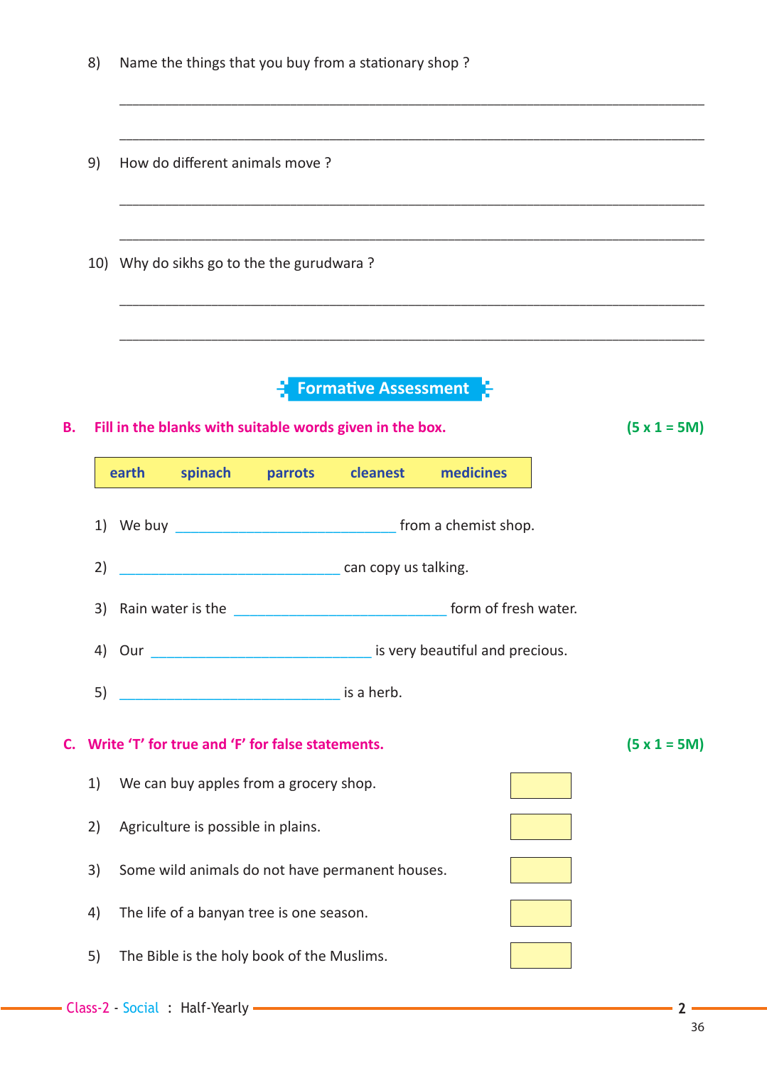8) Name the things that you buy from a stationary shop ?

______________________________________________________________________________

______________________________________________________________________________

9) How do different animals move ?

______________________________________________________________________________

______________________________________________________________________________

10) Why do sikhs go to the the gurudwara ?

______________________________________________________________________________

______________________________________________________________________________

## Formative Assessment

**B. Fill in the blanks with suitable words given in the box.** **(5 x 1 = 5M)**

| earth | spinach | parrots | cleanest | medicines |
|---|---|---|---|---|

1) We buy ______________________________ from a chemist shop.

2) ______________________________ can copy us talking.

3) Rain water is the ______________________________ form of fresh water.

4) Our ______________________________ is very beautiful and precious.

5) ______________________________ is a herb.

**C. Write 'T' for true and 'F' for false statements.** **(5 x 1 = 5M)**

1) We can buy apples from a grocery shop. [ ]

2) Agriculture is possible in plains. [ ]

3) Some wild animals do not have permanent houses. [ ]

4) The life of a banyan tree is one season. [ ]

5) The Bible is the holy book of the Muslims. [ ]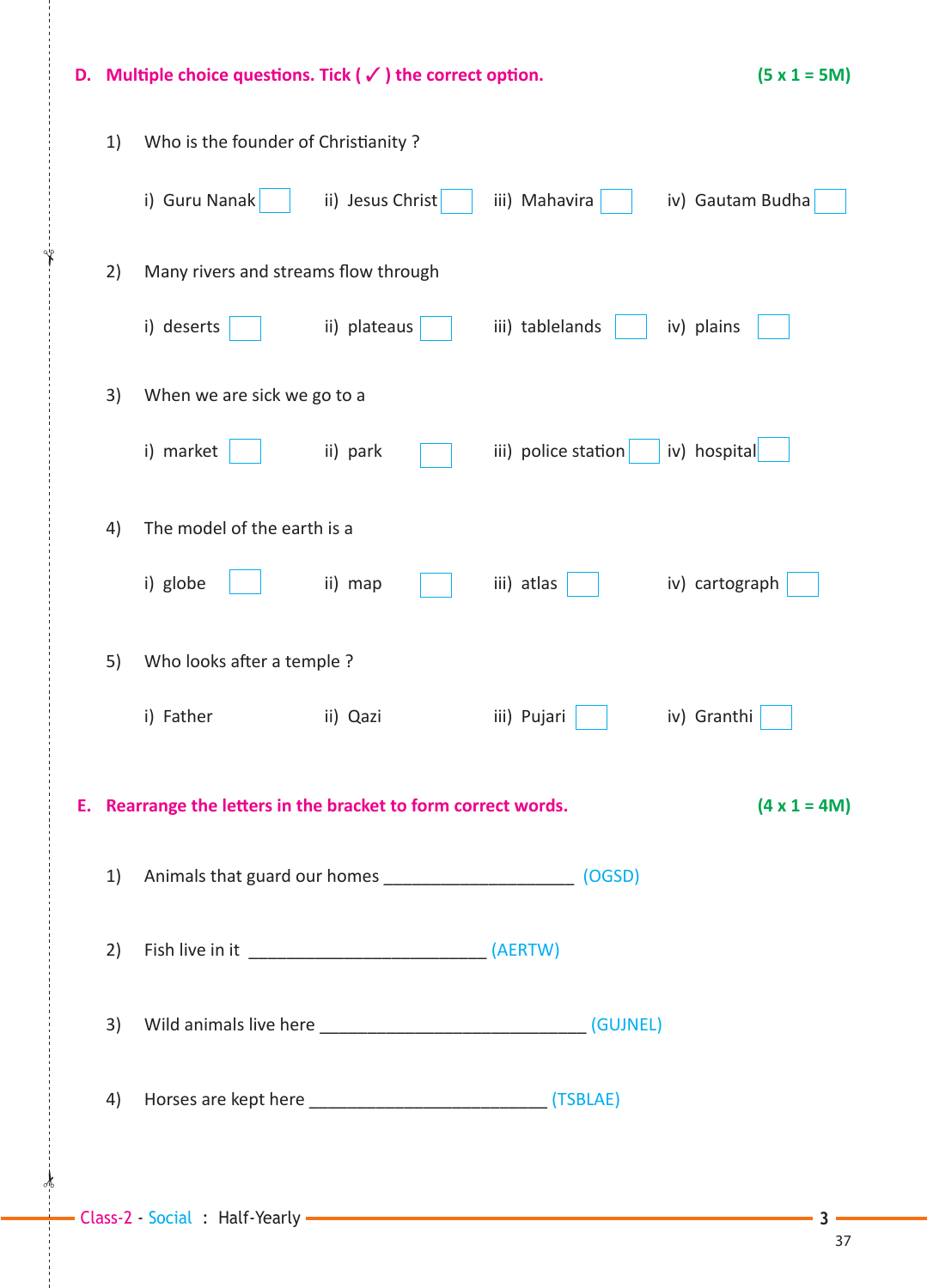**D. Multiple choice questions. Tick ( ✓ ) the correct option.** **(5 x 1 = 5M)**

1) Who is the founder of Christianity ?

   i) Guru Nanak ☐   ii) Jesus Christ ☐   iii) Mahavira ☐   iv) Gautam Budha ☐

2) Many rivers and streams flow through

   i) deserts ☐   ii) plateaus ☐   iii) tablelands ☐   iv) plains ☐

3) When we are sick we go to a

   i) market ☐   ii) park ☐   iii) police station ☐   iv) hospital ☐

4) The model of the earth is a

   i) globe ☐   ii) map ☐   iii) atlas ☐   iv) cartograph ☐

5) Who looks after a temple ?

   i) Father   ii) Qazi   iii) Pujari ☐   iv) Granthi ☐

**E. Rearrange the letters in the bracket to form correct words.** **(4 x 1 = 4M)**

1) Animals that guard our homes ____________________ (OGSD)

2) Fish live in it _________________________ (AERTW)

3) Wild animals live here ____________________________ (GUJNEL)

4) Horses are kept here _________________________ (TSBLAE)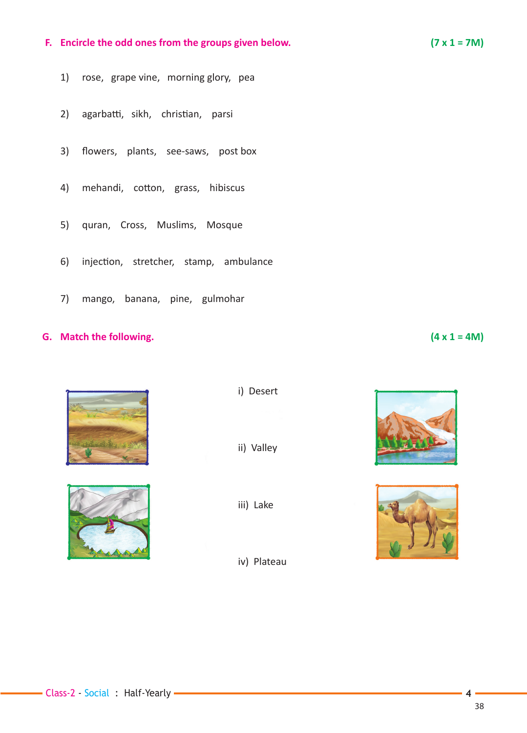**F. Encircle the odd ones from the groups given below.** **(7 x 1 = 7M)**

1) rose, grape vine, morning glory, pea

2) agarbatti, sikh, christian, parsi

3) flowers, plants, see-saws, post box

4) mehandi, cotton, grass, hibiscus

5) quran, Cross, Muslims, Mosque

6) injection, stretcher, stamp, ambulance

7) mango, banana, pine, gulmohar

**G. Match the following.** **(4 x 1 = 4M)**

i) Desert

ii) Valley

iii) Lake

iv) Plateau